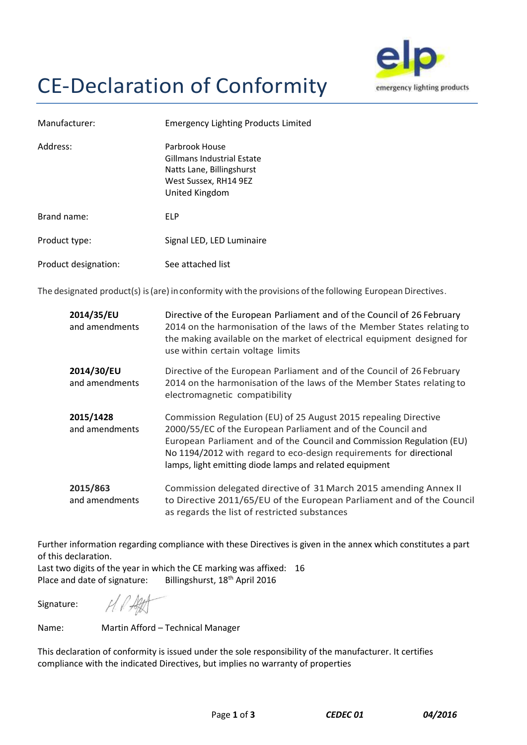# CE-Declaration of Conformity

elp
emergency lighting products

| | |
|---|---|
| Manufacturer: | Emergency Lighting Products Limited |
| Address: | Parbrook House<br>Gillmans Industrial Estate<br>Natts Lane, Billingshurst<br>West Sussex, RH14 9EZ<br>United Kingdom |
| Brand name: | ELP |
| Product type: | Signal LED, LED Luminaire |
| Product designation: | See attached list |

The designated product(s) is (are) in conformity with the provisions of the following European Directives.

| | |
|---|---|
| **2014/35/EU** and amendments | Directive of the European Parliament and of the Council of 26 February 2014 on the harmonisation of the laws of the Member States relating to the making available on the market of electrical equipment designed for use within certain voltage limits |
| **2014/30/EU** and amendments | Directive of the European Parliament and of the Council of 26 February 2014 on the harmonisation of the laws of the Member States relating to electromagnetic compatibility |
| **2015/1428** and amendments | Commission Regulation (EU) of 25 August 2015 repealing Directive 2000/55/EC of the European Parliament and of the Council and European Parliament and of the Council and Commission Regulation (EU) No 1194/2012 with regard to eco-design requirements for directional lamps, light emitting diode lamps and related equipment |
| **2015/863** and amendments | Commission delegated directive of 31 March 2015 amending Annex II to Directive 2011/65/EU of the European Parliament and of the Council as regards the list of restricted substances |

Further information regarding compliance with these Directives is given in the annex which constitutes a part of this declaration.
Last two digits of the year in which the CE marking was affixed: 16
Place and date of signature: Billingshurst, 18th April 2016

Signature:

Name: Martin Afford – Technical Manager

This declaration of conformity is issued under the sole responsibility of the manufacturer. It certifies compliance with the indicated Directives, but implies no warranty of properties

*CEDEC 01* *04/2016*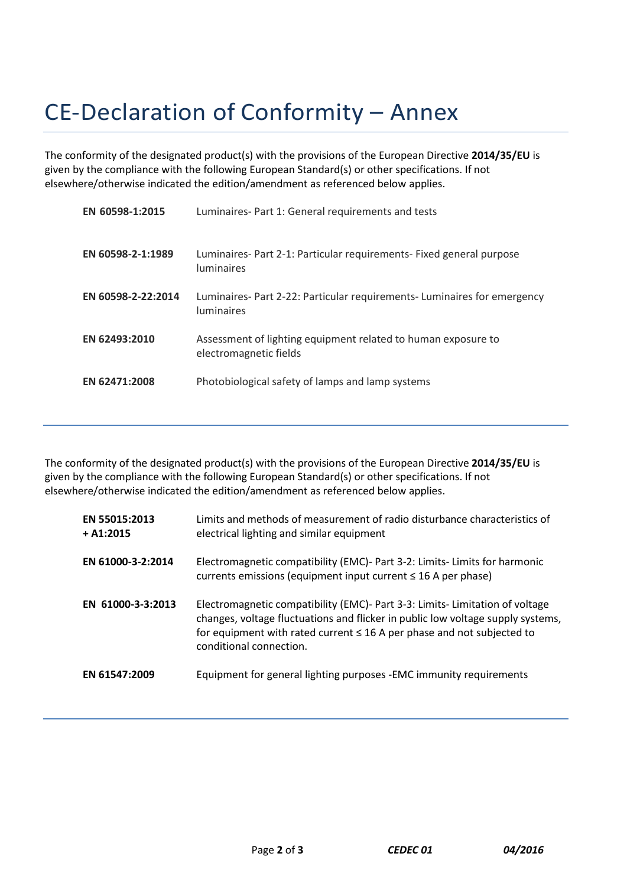# CE-Declaration of Conformity – Annex

The conformity of the designated product(s) with the provisions of the European Directive **2014/35/EU** is given by the compliance with the following European Standard(s) or other specifications. If not elsewhere/otherwise indicated the edition/amendment as referenced below applies.

| | |
|---|---|
| **EN 60598-1:2015** | Luminaires- Part 1: General requirements and tests |
| **EN 60598-2-1:1989** | Luminaires- Part 2-1: Particular requirements- Fixed general purpose luminaires |
| **EN 60598-2-22:2014** | Luminaires- Part 2-22: Particular requirements- Luminaires for emergency luminaires |
| **EN 62493:2010** | Assessment of lighting equipment related to human exposure to electromagnetic fields |
| **EN 62471:2008** | Photobiological safety of lamps and lamp systems |

---

The conformity of the designated product(s) with the provisions of the European Directive **2014/35/EU** is given by the compliance with the following European Standard(s) or other specifications. If not elsewhere/otherwise indicated the edition/amendment as referenced below applies.

| | |
|---|---|
| **EN 55015:2013 + A1:2015** | Limits and methods of measurement of radio disturbance characteristics of electrical lighting and similar equipment |
| **EN 61000-3-2:2014** | Electromagnetic compatibility (EMC)- Part 3-2: Limits- Limits for harmonic currents emissions (equipment input current ≤ 16 A per phase) |
| **EN 61000-3-3:2013** | Electromagnetic compatibility (EMC)- Part 3-3: Limits- Limitation of voltage changes, voltage fluctuations and flicker in public low voltage supply systems, for equipment with rated current ≤ 16 A per phase and not subjected to conditional connection. |
| **EN 61547:2009** | Equipment for general lighting purposes -EMC immunity requirements |

---

*CEDEC 01* *04/2016*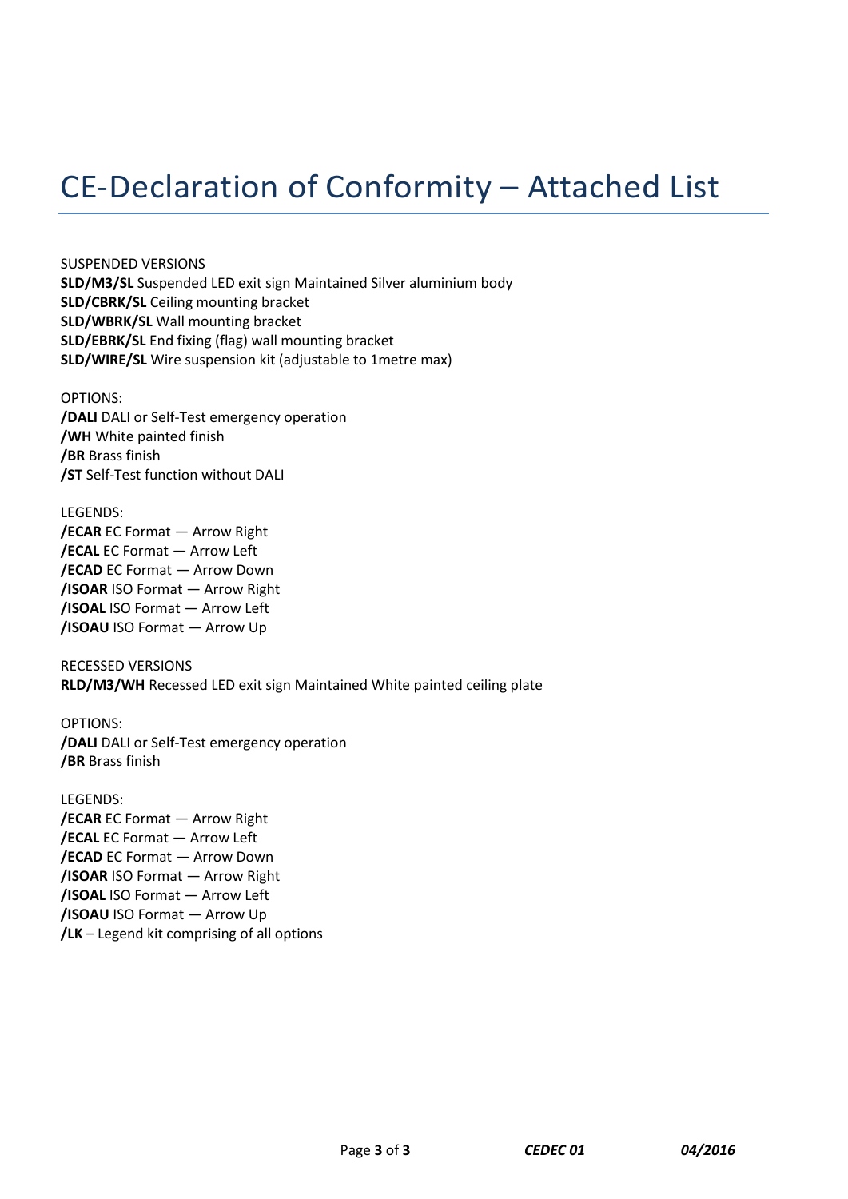# CE-Declaration of Conformity – Attached List

SUSPENDED VERSIONS
**SLD/M3/SL** Suspended LED exit sign Maintained Silver aluminium body
**SLD/CBRK/SL** Ceiling mounting bracket
**SLD/WBRK/SL** Wall mounting bracket
**SLD/EBRK/SL** End fixing (flag) wall mounting bracket
**SLD/WIRE/SL** Wire suspension kit (adjustable to 1metre max)

OPTIONS:
**/DALI** DALI or Self-Test emergency operation
**/WH** White painted finish
**/BR** Brass finish
**/ST** Self-Test function without DALI

LEGENDS:
**/ECAR** EC Format — Arrow Right
**/ECAL** EC Format — Arrow Left
**/ECAD** EC Format — Arrow Down
**/ISOAR** ISO Format — Arrow Right
**/ISOAL** ISO Format — Arrow Left
**/ISOAU** ISO Format — Arrow Up

RECESSED VERSIONS
**RLD/M3/WH** Recessed LED exit sign Maintained White painted ceiling plate

OPTIONS:
**/DALI** DALI or Self-Test emergency operation
**/BR** Brass finish

LEGENDS:
**/ECAR** EC Format — Arrow Right
**/ECAL** EC Format — Arrow Left
**/ECAD** EC Format — Arrow Down
**/ISOAR** ISO Format — Arrow Right
**/ISOAL** ISO Format — Arrow Left
**/ISOAU** ISO Format — Arrow Up
**/LK** – Legend kit comprising of all options

***CEDEC 01*** ***04/2016***